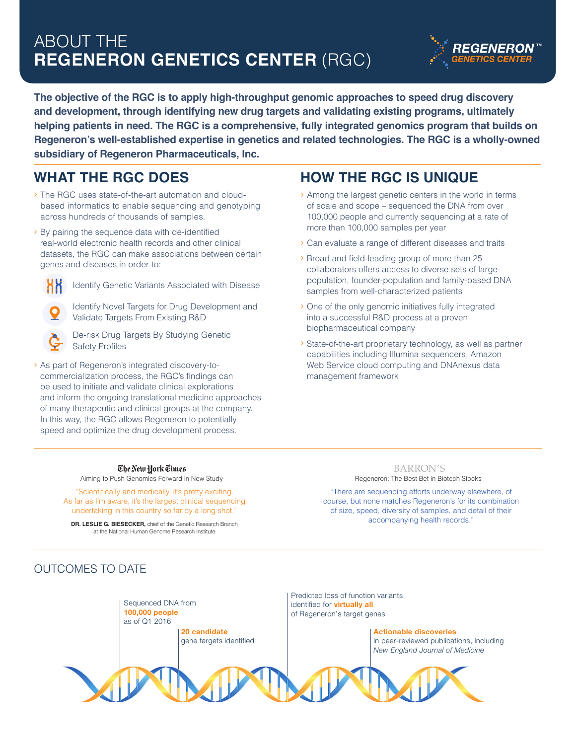# ABOUT THE **REGENERON GENETICS CENTER** (RGC)

**The objective of the RGC is to apply high-throughput genomic approaches to speed drug discovery and development, through identifying new drug targets and validating existing programs, ultimately helping patients in need. The RGC is a comprehensive, fully integrated genomics program that builds on Regeneron's well-established expertise in genetics and related technologies. The RGC is a wholly-owned subsidiary of Regeneron Pharmaceuticals, Inc.**

## WHAT THE RGC DOES

- The RGC uses state-of-the-art automation and cloud-based informatics to enable sequencing and genotyping across hundreds of thousands of samples.
- By pairing the sequence data with de-identified real-world electronic health records and other clinical datasets, the RGC can make associations between certain genes and diseases in order to:
  - Identify Genetic Variants Associated with Disease
  - Identify Novel Targets for Drug Development and Validate Targets From Existing R&D
  - De-risk Drug Targets By Studying Genetic Safety Profiles
- As part of Regeneron's integrated discovery-to-commercialization process, the RGC's findings can be used to initiate and validate clinical explorations and inform the ongoing translational medicine approaches of many therapeutic and clinical groups at the company. In this way, the RGC allows Regeneron to potentially speed and optimize the drug development process.

## HOW THE RGC IS UNIQUE

- Among the largest genetic centers in the world in terms of scale and scope – sequenced the DNA from over 100,000 people and currently sequencing at a rate of more than 100,000 samples per year
- Can evaluate a range of different diseases and traits
- Broad and field-leading group of more than 25 collaborators offers access to diverse sets of large-population, founder-population and family-based DNA samples from well-characterized patients
- One of the only genomic initiatives fully integrated into a successful R&D process at a proven biopharmaceutical company
- State-of-the-art proprietary technology, as well as partner capabilities including Illumina sequencers, Amazon Web Service cloud computing and DNAnexus data management framework

---

**The New York Times**

Aiming to Push Genomics Forward in New Study

"Scientifically and medically, it's pretty exciting. As far as I'm aware, it's the largest clinical sequencing undertaking in this country so far by a long shot."

**DR. LESLIE G. BIESECKER,** chief of the Genetic Research Branch at the National Human Genome Research Institute

**BARRON'S**

Regeneron: The Best Bet in Biotech Stocks

"There are sequencing efforts underway elsewhere, of course, but none matches Regeneron's for its combination of size, speed, diversity of samples, and detail of their accompanying health records."

---

## OUTCOMES TO DATE

- Sequenced DNA from **100,000 people** as of Q1 2016
- **20 candidate** gene targets identified
- Predicted loss of function variants identified for **virtually all** of Regeneron's target genes
- **Actionable discoveries** in peer-reviewed publications, including *New England Journal of Medicine*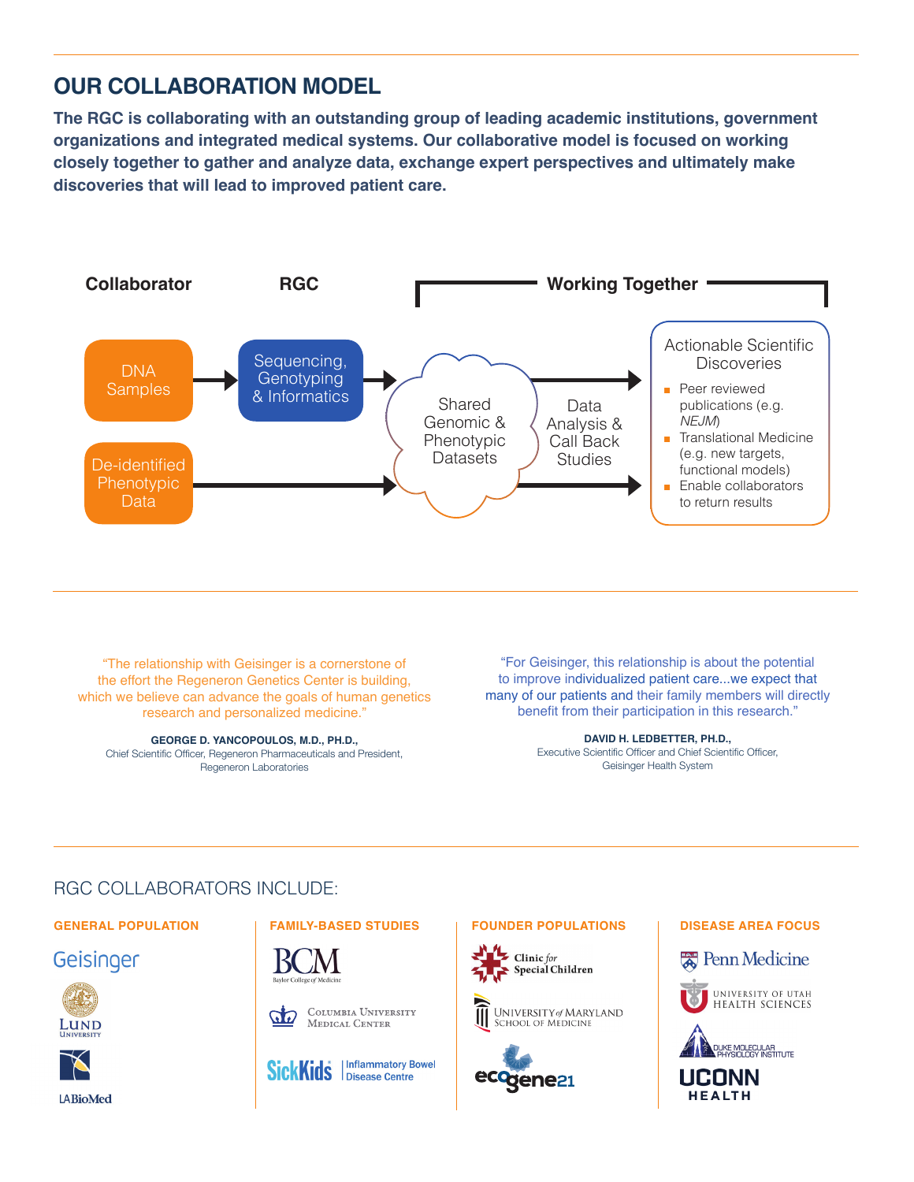## OUR COLLABORATION MODEL

**The RGC is collaborating with an outstanding group of leading academic institutions, government organizations and integrated medical systems. Our collaborative model is focused on working closely together to gather and analyze data, exchange expert perspectives and ultimately make discoveries that will lead to improved patient care.**

**Collaborator**

DNA Samples

De-identified Phenotypic Data

**RGC**

Sequencing, Genotyping & Informatics

**Working Together**

Shared Genomic & Phenotypic Datasets

Data Analysis & Call Back Studies

Actionable Scientific Discoveries

- Peer reviewed publications (e.g. *NEJM*)
- Translational Medicine (e.g. new targets, functional models)
- Enable collaborators to return results

"The relationship with Geisinger is a cornerstone of the effort the Regeneron Genetics Center is building, which we believe can advance the goals of human genetics research and personalized medicine."

**GEORGE D. YANCOPOULOS, M.D., PH.D.,**
Chief Scientific Officer, Regeneron Pharmaceuticals and President, Regeneron Laboratories

"For Geisinger, this relationship is about the potential to improve individualized patient care...we expect that many of our patients and their family members will directly benefit from their participation in this research."

**DAVID H. LEDBETTER, PH.D.,**
Executive Scientific Officer and Chief Scientific Officer, Geisinger Health System

RGC COLLABORATORS INCLUDE:

**GENERAL POPULATION**

Geisinger

Lund University

LABioMed

**FAMILY-BASED STUDIES**

BCM Baylor College of Medicine

Columbia University Medical Center

SickKids Inflammatory Bowel Disease Centre

**FOUNDER POPULATIONS**

Clinic for Special Children

University of Maryland School of Medicine

ecogene21

**DISEASE AREA FOCUS**

Penn Medicine

University of Utah Health Sciences

Duke Molecular Physiology Institute

UCONN Health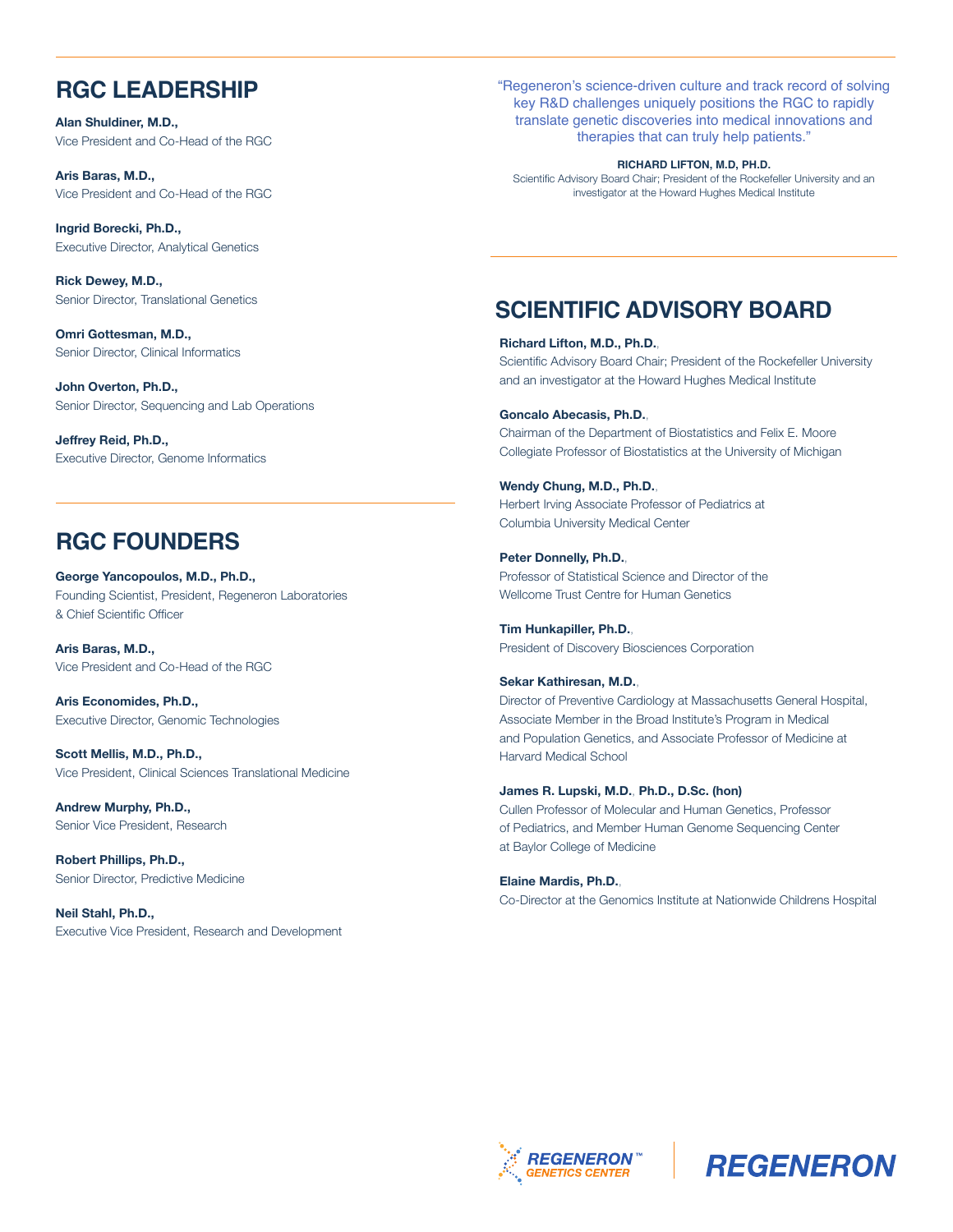## RGC LEADERSHIP

**Alan Shuldiner, M.D.,**
Vice President and Co-Head of the RGC

**Aris Baras, M.D.,**
Vice President and Co-Head of the RGC

**Ingrid Borecki, Ph.D.,**
Executive Director, Analytical Genetics

**Rick Dewey, M.D.,**
Senior Director, Translational Genetics

**Omri Gottesman, M.D.,**
Senior Director, Clinical Informatics

**John Overton, Ph.D.,**
Senior Director, Sequencing and Lab Operations

**Jeffrey Reid, Ph.D.,**
Executive Director, Genome Informatics

## RGC FOUNDERS

**George Yancopoulos, M.D., Ph.D.,**
Founding Scientist, President, Regeneron Laboratories & Chief Scientific Officer

**Aris Baras, M.D.,**
Vice President and Co-Head of the RGC

**Aris Economides, Ph.D.,**
Executive Director, Genomic Technologies

**Scott Mellis, M.D., Ph.D.,**
Vice President, Clinical Sciences Translational Medicine

**Andrew Murphy, Ph.D.,**
Senior Vice President, Research

**Robert Phillips, Ph.D.,**
Senior Director, Predictive Medicine

**Neil Stahl, Ph.D.,**
Executive Vice President, Research and Development

"Regeneron's science-driven culture and track record of solving key R&D challenges uniquely positions the RGC to rapidly translate genetic discoveries into medical innovations and therapies that can truly help patients."

**RICHARD LIFTON, M.D, PH.D.**
Scientific Advisory Board Chair; President of the Rockefeller University and an investigator at the Howard Hughes Medical Institute

## SCIENTIFIC ADVISORY BOARD

**Richard Lifton, M.D., Ph.D.**,
Scientific Advisory Board Chair; President of the Rockefeller University and an investigator at the Howard Hughes Medical Institute

**Goncalo Abecasis, Ph.D.**,
Chairman of the Department of Biostatistics and Felix E. Moore Collegiate Professor of Biostatistics at the University of Michigan

**Wendy Chung, M.D., Ph.D.**,
Herbert Irving Associate Professor of Pediatrics at Columbia University Medical Center

**Peter Donnelly, Ph.D.**,
Professor of Statistical Science and Director of the Wellcome Trust Centre for Human Genetics

**Tim Hunkapiller, Ph.D.**,
President of Discovery Biosciences Corporation

**Sekar Kathiresan, M.D.**,
Director of Preventive Cardiology at Massachusetts General Hospital, Associate Member in the Broad Institute's Program in Medical and Population Genetics, and Associate Professor of Medicine at Harvard Medical School

**James R. Lupski, M.D.**, **Ph.D., D.Sc. (hon)**
Cullen Professor of Molecular and Human Genetics, Professor of Pediatrics, and Member Human Genome Sequencing Center at Baylor College of Medicine

**Elaine Mardis, Ph.D.**,
Co-Director at the Genomics Institute at Nationwide Childrens Hospital

REGENERON™ GENETICS CENTER | REGENERON